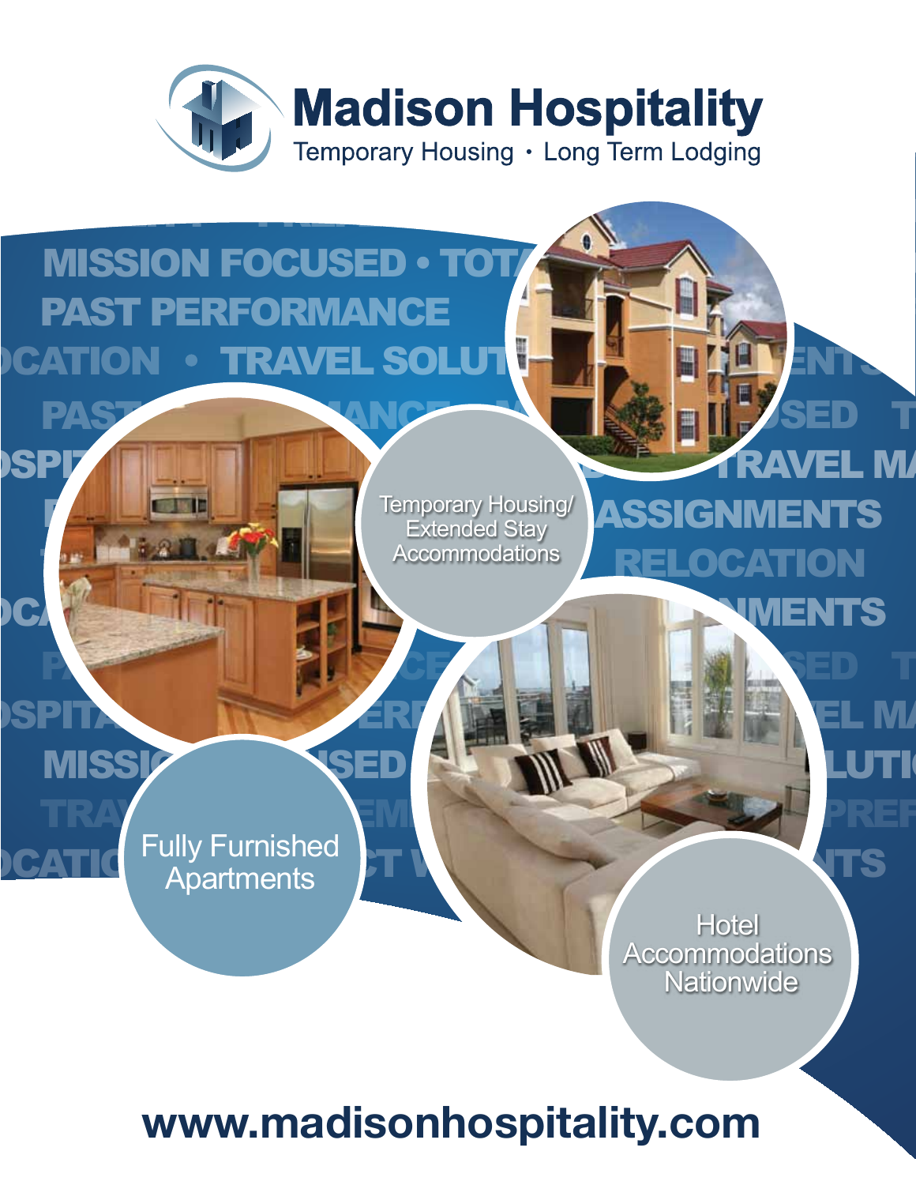# Madison Hospitality

Temporary Housing • Long Term Lodging

Temporary Housing/ Extended Stay Accommodations

Fully Furnished Apartments

Hotel Accommodations Nationwide

**www.madisonhospitality.com**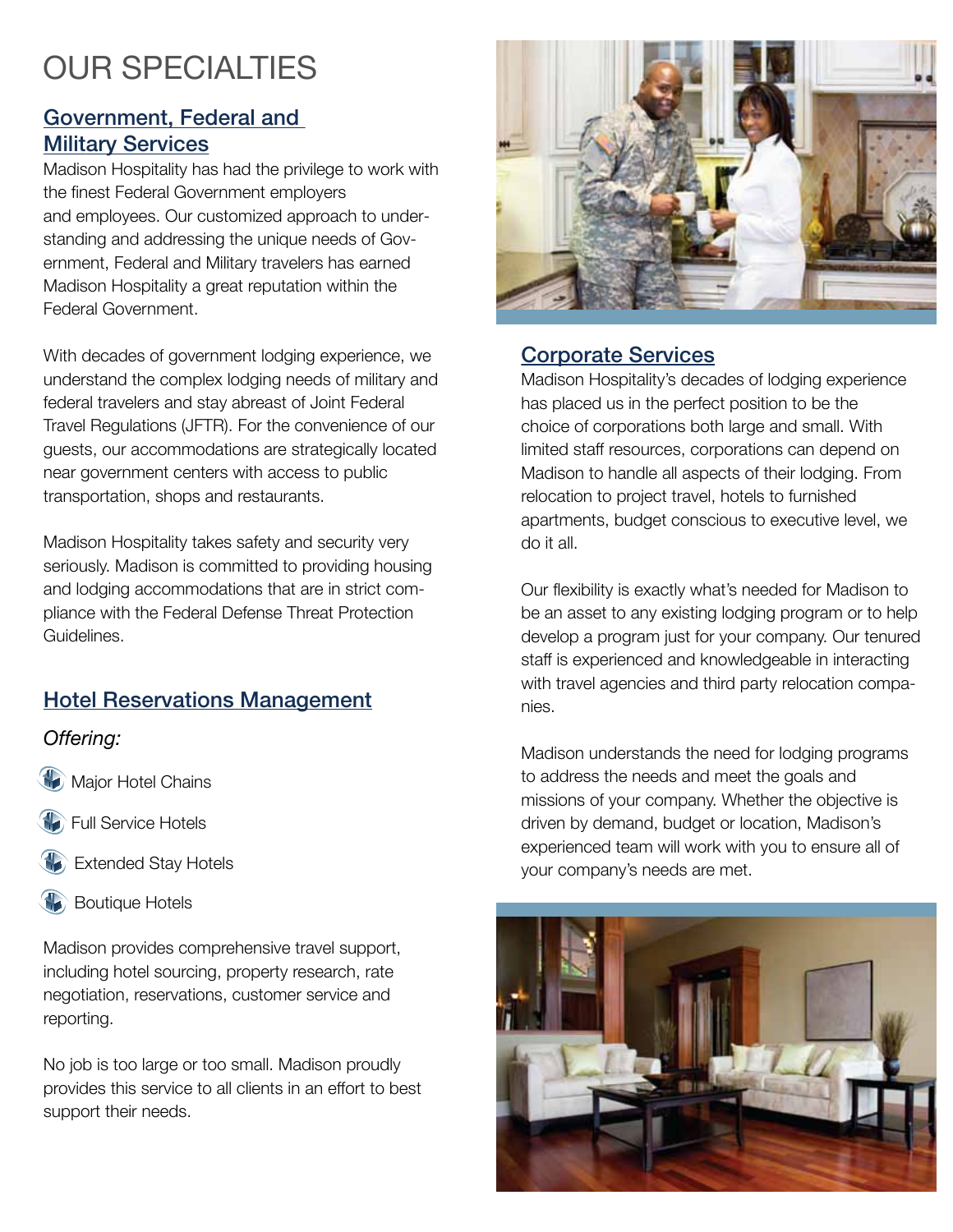# OUR SPECIALTIES

## Government, Federal and Military Services

Madison Hospitality has had the privilege to work with the finest Federal Government employers and employees. Our customized approach to understanding and addressing the unique needs of Government, Federal and Military travelers has earned Madison Hospitality a great reputation within the Federal Government.

With decades of government lodging experience, we understand the complex lodging needs of military and federal travelers and stay abreast of Joint Federal Travel Regulations (JFTR). For the convenience of our guests, our accommodations are strategically located near government centers with access to public transportation, shops and restaurants.

Madison Hospitality takes safety and security very seriously. Madison is committed to providing housing and lodging accommodations that are in strict compliance with the Federal Defense Threat Protection Guidelines.

## Hotel Reservations Management

*Offering:*

- Major Hotel Chains
- Full Service Hotels
- Extended Stay Hotels
- Boutique Hotels

Madison provides comprehensive travel support, including hotel sourcing, property research, rate negotiation, reservations, customer service and reporting.

No job is too large or too small. Madison proudly provides this service to all clients in an effort to best support their needs.

## Corporate Services

Madison Hospitality's decades of lodging experience has placed us in the perfect position to be the choice of corporations both large and small. With limited staff resources, corporations can depend on Madison to handle all aspects of their lodging. From relocation to project travel, hotels to furnished apartments, budget conscious to executive level, we do it all.

Our flexibility is exactly what's needed for Madison to be an asset to any existing lodging program or to help develop a program just for your company. Our tenured staff is experienced and knowledgeable in interacting with travel agencies and third party relocation companies.

Madison understands the need for lodging programs to address the needs and meet the goals and missions of your company. Whether the objective is driven by demand, budget or location, Madison's experienced team will work with you to ensure all of your company's needs are met.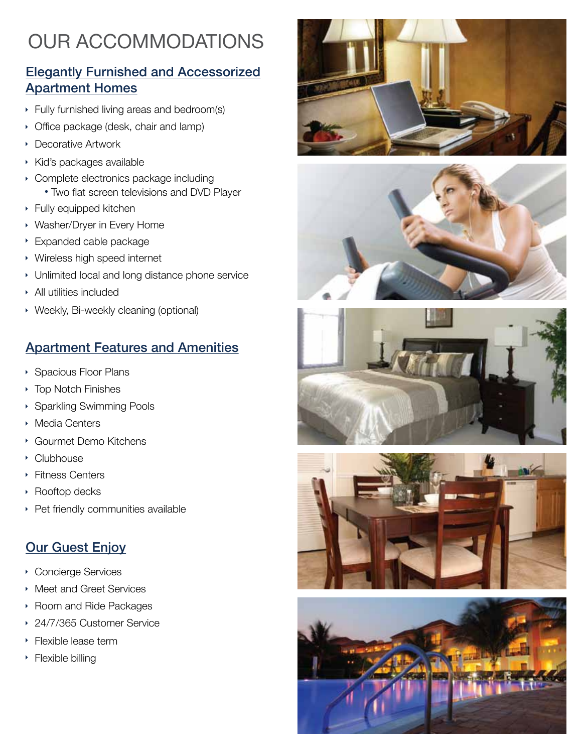# OUR ACCOMMODATIONS

## Elegantly Furnished and Accessorized Apartment Homes

- Fully furnished living areas and bedroom(s)
- Office package (desk, chair and lamp)
- Decorative Artwork
- Kid's packages available
- Complete electronics package including
  - Two flat screen televisions and DVD Player
- Fully equipped kitchen
- Washer/Dryer in Every Home
- Expanded cable package
- Wireless high speed internet
- Unlimited local and long distance phone service
- All utilities included
- Weekly, Bi-weekly cleaning (optional)

## Apartment Features and Amenities

- Spacious Floor Plans
- Top Notch Finishes
- Sparkling Swimming Pools
- Media Centers
- Gourmet Demo Kitchens
- Clubhouse
- Fitness Centers
- Rooftop decks
- Pet friendly communities available

## Our Guest Enjoy

- Concierge Services
- Meet and Greet Services
- Room and Ride Packages
- 24/7/365 Customer Service
- Flexible lease term
- Flexible billing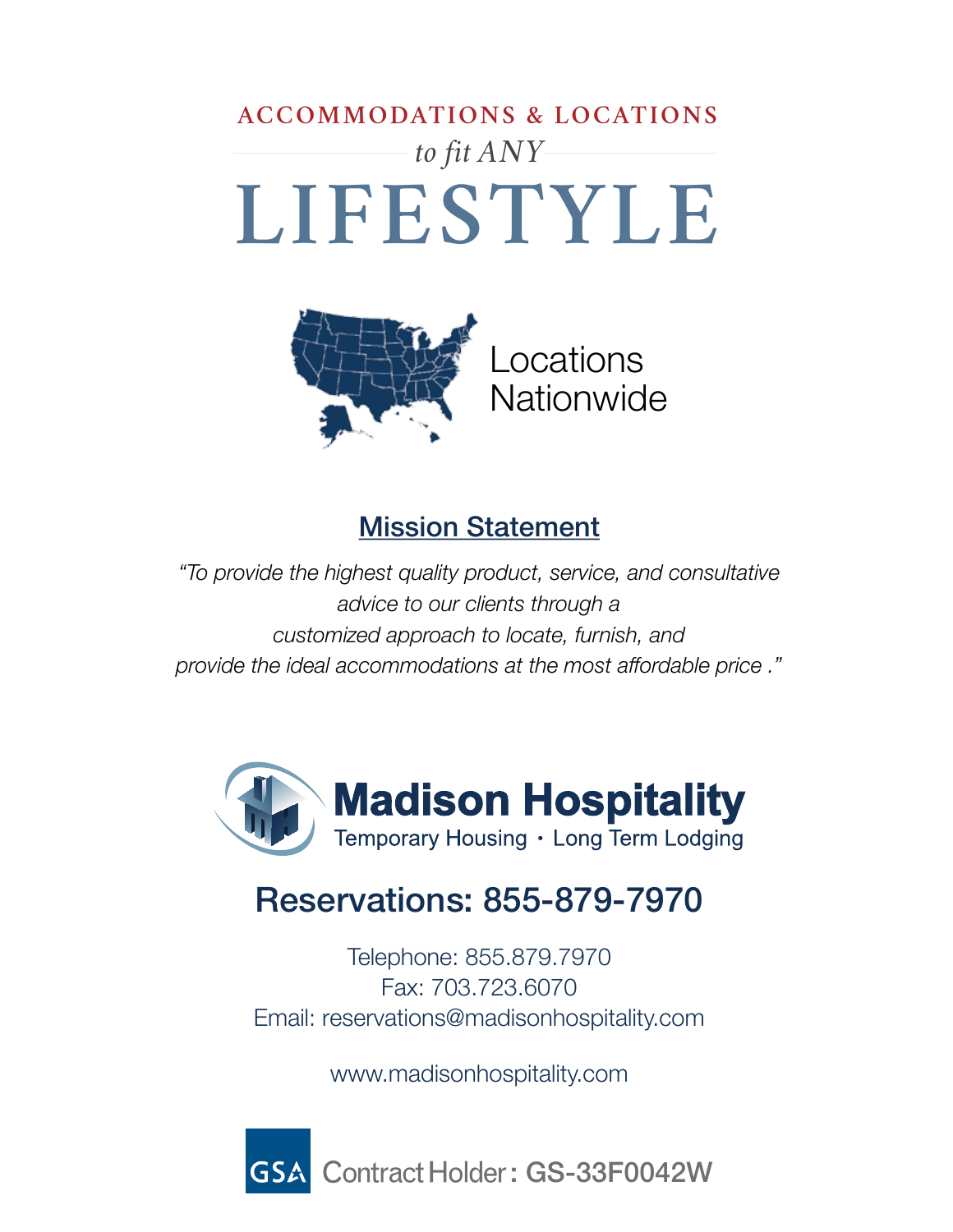# ACCOMMODATIONS & LOCATIONS

*to fit ANY*

# LIFESTYLE

Locations Nationwide

## Mission Statement

*"To provide the highest quality product, service, and consultative advice to our clients through a customized approach to locate, furnish, and provide the ideal accommodations at the most affordable price ."*

**Madison Hospitality**

Temporary Housing • Long Term Lodging

## Reservations: 855-879-7970

Telephone: 855.879.7970
Fax: 703.723.6070
Email: reservations@madisonhospitality.com

www.madisonhospitality.com

GSA Contract Holder: **GS-33F0042W**